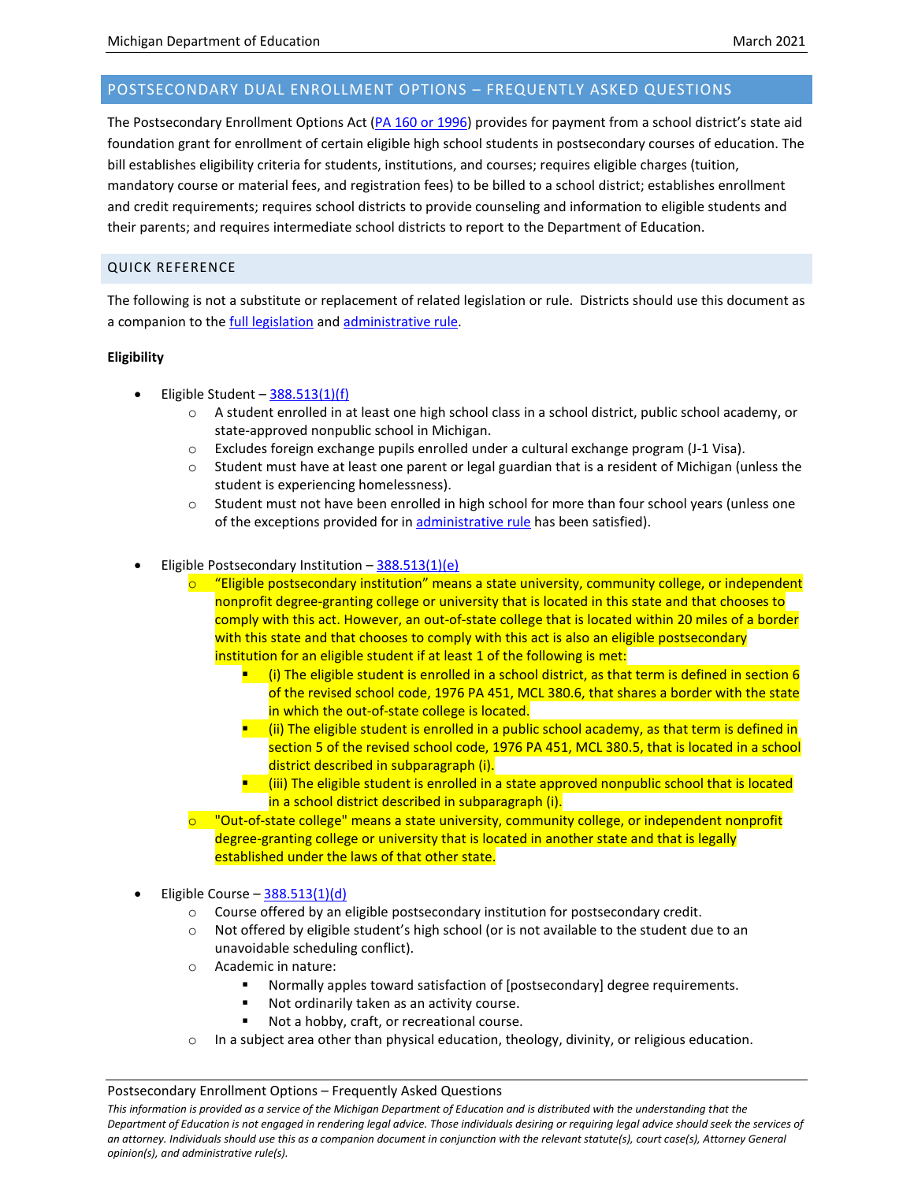## POSTSECONDARY DUAL ENROLLMENT OPTIONS – FREQUENTLY ASKED QUESTIONS

The Postsecondary Enrollment Options Act (PA 160 or 1996) provides for payment from a school district's state aid foundation grant for enrollment of certain eligible high school students in postsecondary courses of education. The bill establishes eligibility criteria for students, institutions, and courses; requires eligible charges (tuition, mandatory course or material fees, and registration fees) to be billed to a school district; establishes enrollment and credit requirements; requires school districts to provide counseling and information to eligible students and their parents; and requires intermediate school districts to report to the Department of Education.

### QUICK REFERENCE

The following is not a substitute or replacement of related legislation or rule. Districts should use this document as a companion to the full legislation and administrative rule.

**Eligibility**

- Eligible Student – 388.513(1)(f)
  - A student enrolled in at least one high school class in a school district, public school academy, or state-approved nonpublic school in Michigan.
  - Excludes foreign exchange pupils enrolled under a cultural exchange program (J-1 Visa).
  - Student must have at least one parent or legal guardian that is a resident of Michigan (unless the student is experiencing homelessness).
  - Student must not have been enrolled in high school for more than four school years (unless one of the exceptions provided for in administrative rule has been satisfied).

- Eligible Postsecondary Institution – 388.513(1)(e)
  - "Eligible postsecondary institution" means a state university, community college, or independent nonprofit degree-granting college or university that is located in this state and that chooses to comply with this act. However, an out-of-state college that is located within 20 miles of a border with this state and that chooses to comply with this act is also an eligible postsecondary institution for an eligible student if at least 1 of the following is met:
    - (i) The eligible student is enrolled in a school district, as that term is defined in section 6 of the revised school code, 1976 PA 451, MCL 380.6, that shares a border with the state in which the out-of-state college is located.
    - (ii) The eligible student is enrolled in a public school academy, as that term is defined in section 5 of the revised school code, 1976 PA 451, MCL 380.5, that is located in a school district described in subparagraph (i).
    - (iii) The eligible student is enrolled in a state approved nonpublic school that is located in a school district described in subparagraph (i).
  - "Out-of-state college" means a state university, community college, or independent nonprofit degree-granting college or university that is located in another state and that is legally established under the laws of that other state.

- Eligible Course – 388.513(1)(d)
  - Course offered by an eligible postsecondary institution for postsecondary credit.
  - Not offered by eligible student's high school (or is not available to the student due to an unavoidable scheduling conflict).
  - Academic in nature:
    - Normally applies toward satisfaction of [postsecondary] degree requirements.
    - Not ordinarily taken as an activity course.
    - Not a hobby, craft, or recreational course.
  - In a subject area other than physical education, theology, divinity, or religious education.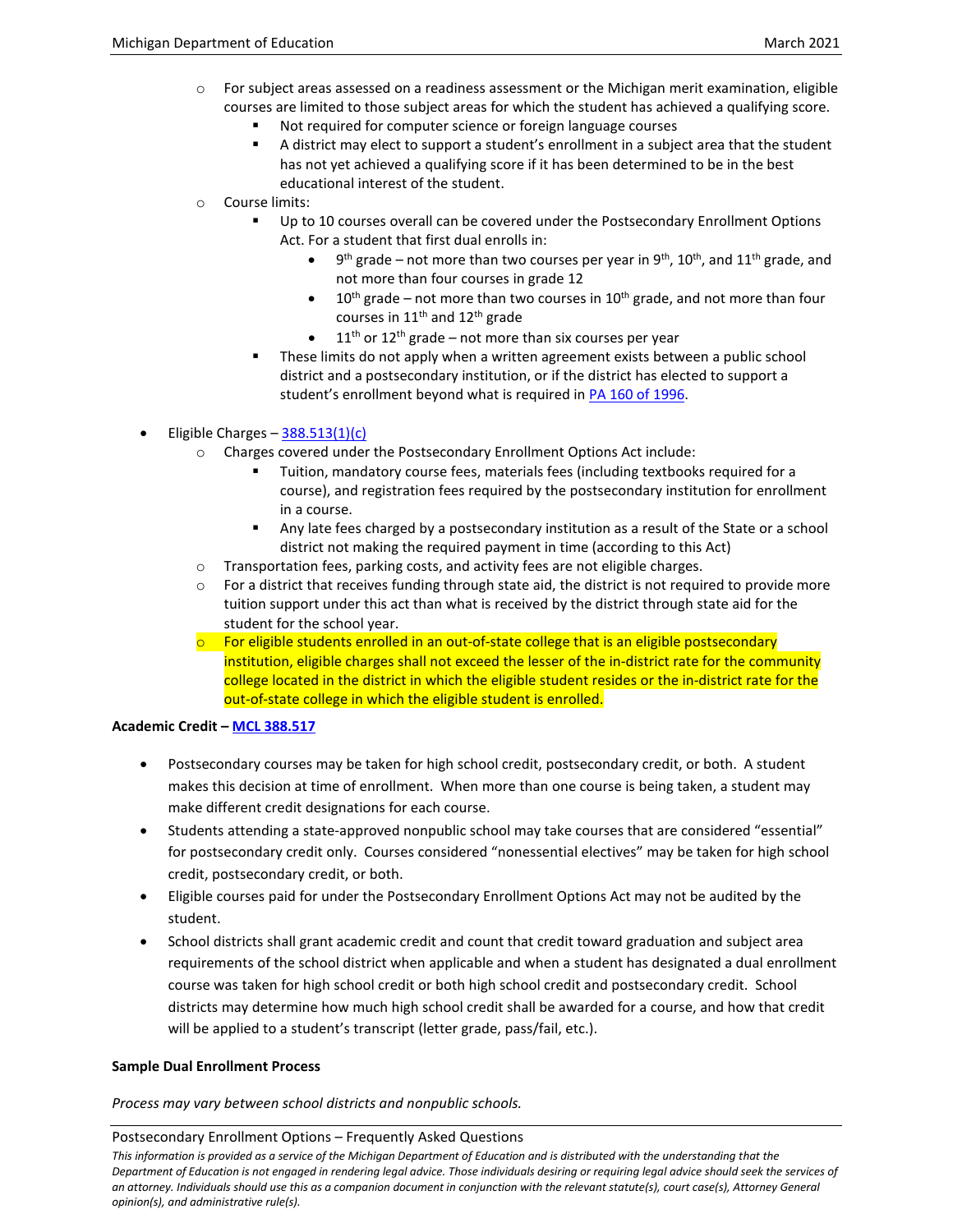- For subject areas assessed on a readiness assessment or the Michigan merit examination, eligible courses are limited to those subject areas for which the student has achieved a qualifying score.
  - Not required for computer science or foreign language courses
  - A district may elect to support a student's enrollment in a subject area that the student has not yet achieved a qualifying score if it has been determined to be in the best educational interest of the student.
- Course limits:
  - Up to 10 courses overall can be covered under the Postsecondary Enrollment Options Act. For a student that first dual enrolls in:
    - 9th grade – not more than two courses per year in 9th, 10th, and 11th grade, and not more than four courses in grade 12
    - 10th grade – not more than two courses in 10th grade, and not more than four courses in 11th and 12th grade
    - 11th or 12th grade – not more than six courses per year
  - These limits do not apply when a written agreement exists between a public school district and a postsecondary institution, or if the district has elected to support a student's enrollment beyond what is required in [PA 160 of 1996](#).

- Eligible Charges – [388.513(1)(c)](#)
  - Charges covered under the Postsecondary Enrollment Options Act include:
    - Tuition, mandatory course fees, materials fees (including textbooks required for a course), and registration fees required by the postsecondary institution for enrollment in a course.
    - Any late fees charged by a postsecondary institution as a result of the State or a school district not making the required payment in time (according to this Act)
  - Transportation fees, parking costs, and activity fees are not eligible charges.
  - For a district that receives funding through state aid, the district is not required to provide more tuition support under this act than what is received by the district through state aid for the student for the school year.
  - For eligible students enrolled in an out-of-state college that is an eligible postsecondary institution, eligible charges shall not exceed the lesser of the in-district rate for the community college located in the district in which the eligible student resides or the in-district rate for the out-of-state college in which the eligible student is enrolled.

**Academic Credit – [MCL 388.517](#)**

- Postsecondary courses may be taken for high school credit, postsecondary credit, or both. A student makes this decision at time of enrollment. When more than one course is being taken, a student may make different credit designations for each course.
- Students attending a state-approved nonpublic school may take courses that are considered "essential" for postsecondary credit only. Courses considered "nonessential electives" may be taken for high school credit, postsecondary credit, or both.
- Eligible courses paid for under the Postsecondary Enrollment Options Act may not be audited by the student.
- School districts shall grant academic credit and count that credit toward graduation and subject area requirements of the school district when applicable and when a student has designated a dual enrollment course was taken for high school credit or both high school credit and postsecondary credit. School districts may determine how much high school credit shall be awarded for a course, and how that credit will be applied to a student's transcript (letter grade, pass/fail, etc.).

**Sample Dual Enrollment Process**

*Process may vary between school districts and nonpublic schools.*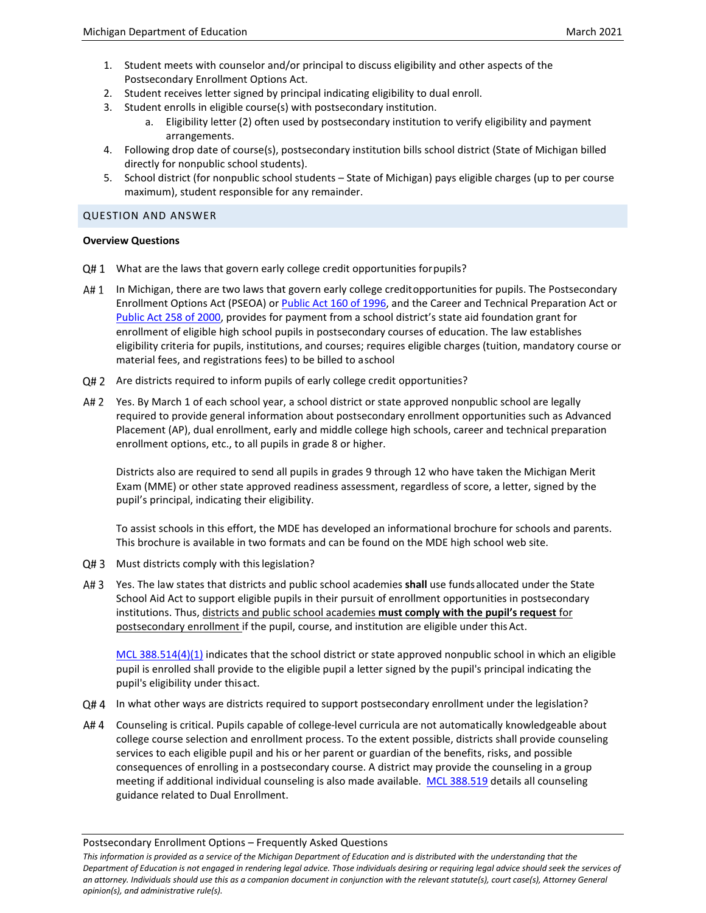1. Student meets with counselor and/or principal to discuss eligibility and other aspects of the Postsecondary Enrollment Options Act.
2. Student receives letter signed by principal indicating eligibility to dual enroll.
3. Student enrolls in eligible course(s) with postsecondary institution.
   a. Eligibility letter (2) often used by postsecondary institution to verify eligibility and payment arrangements.
4. Following drop date of course(s), postsecondary institution bills school district (State of Michigan billed directly for nonpublic school students).
5. School district (for nonpublic school students – State of Michigan) pays eligible charges (up to per course maximum), student responsible for any remainder.

## QUESTION AND ANSWER

**Overview Questions**

Q# 1 What are the laws that govern early college credit opportunities for pupils?

A# 1 In Michigan, there are two laws that govern early college credit opportunities for pupils. The Postsecondary Enrollment Options Act (PSEOA) or Public Act 160 of 1996, and the Career and Technical Preparation Act or Public Act 258 of 2000, provides for payment from a school district's state aid foundation grant for enrollment of eligible high school pupils in postsecondary courses of education. The law establishes eligibility criteria for pupils, institutions, and courses; requires eligible charges (tuition, mandatory course or material fees, and registrations fees) to be billed to a school

Q# 2 Are districts required to inform pupils of early college credit opportunities?

A# 2 Yes. By March 1 of each school year, a school district or state approved nonpublic school are legally required to provide general information about postsecondary enrollment opportunities such as Advanced Placement (AP), dual enrollment, early and middle college high schools, career and technical preparation enrollment options, etc., to all pupils in grade 8 or higher.

Districts also are required to send all pupils in grades 9 through 12 who have taken the Michigan Merit Exam (MME) or other state approved readiness assessment, regardless of score, a letter, signed by the pupil's principal, indicating their eligibility.

To assist schools in this effort, the MDE has developed an informational brochure for schools and parents. This brochure is available in two formats and can be found on the MDE high school web site.

Q# 3 Must districts comply with this legislation?

A# 3 Yes. The law states that districts and public school academies **shall** use funds allocated under the State School Aid Act to support eligible pupils in their pursuit of enrollment opportunities in postsecondary institutions. Thus, districts and public school academies **must comply with the pupil's request** for postsecondary enrollment if the pupil, course, and institution are eligible under this Act.

MCL 388.514(4)(1) indicates that the school district or state approved nonpublic school in which an eligible pupil is enrolled shall provide to the eligible pupil a letter signed by the pupil's principal indicating the pupil's eligibility under this act.

Q# 4 In what other ways are districts required to support postsecondary enrollment under the legislation?

A# 4 Counseling is critical. Pupils capable of college-level curricula are not automatically knowledgeable about college course selection and enrollment process. To the extent possible, districts shall provide counseling services to each eligible pupil and his or her parent or guardian of the benefits, risks, and possible consequences of enrolling in a postsecondary course. A district may provide the counseling in a group meeting if additional individual counseling is also made available. MCL 388.519 details all counseling guidance related to Dual Enrollment.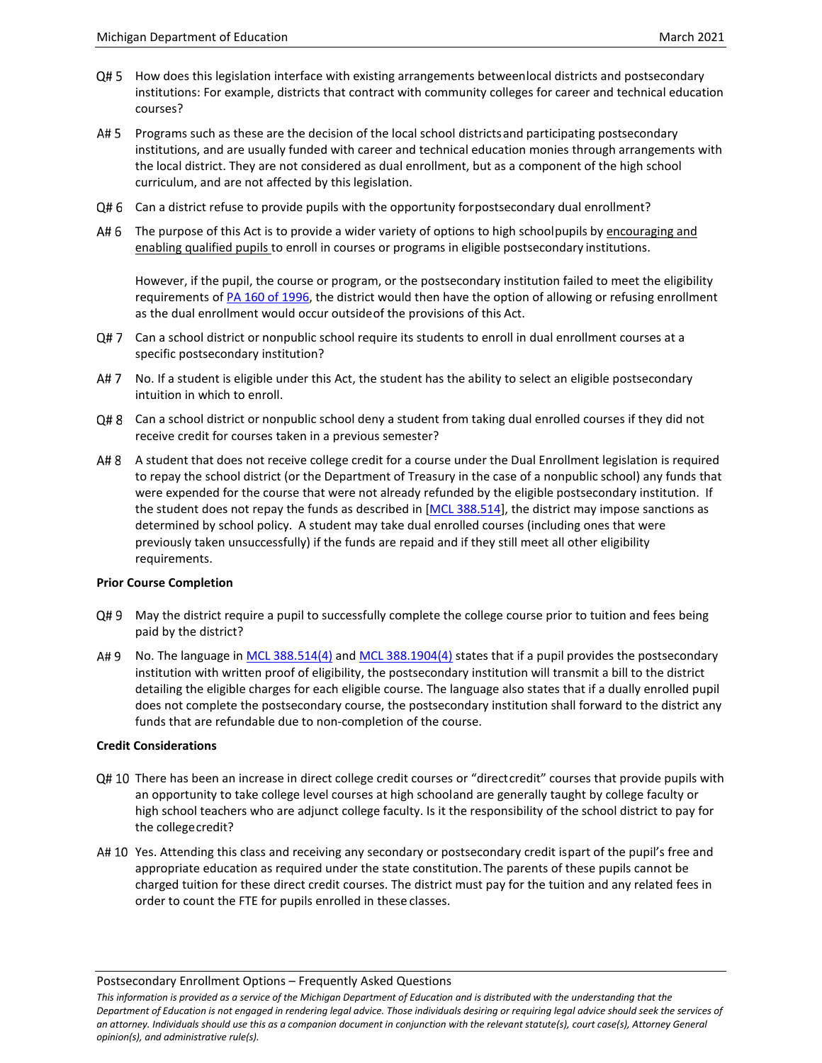**Q# 5** How does this legislation interface with existing arrangements between local districts and postsecondary institutions: For example, districts that contract with community colleges for career and technical education courses?

**A# 5** Programs such as these are the decision of the local school districts and participating postsecondary institutions, and are usually funded with career and technical education monies through arrangements with the local district. They are not considered as dual enrollment, but as a component of the high school curriculum, and are not affected by this legislation.

**Q# 6** Can a district refuse to provide pupils with the opportunity for postsecondary dual enrollment?

**A# 6** The purpose of this Act is to provide a wider variety of options to high school pupils by encouraging and enabling qualified pupils to enroll in courses or programs in eligible postsecondary institutions.

However, if the pupil, the course or program, or the postsecondary institution failed to meet the eligibility requirements of [PA 160 of 1996](), the district would then have the option of allowing or refusing enrollment as the dual enrollment would occur outside of the provisions of this Act.

**Q# 7** Can a school district or nonpublic school require its students to enroll in dual enrollment courses at a specific postsecondary institution?

**A# 7** No. If a student is eligible under this Act, the student has the ability to select an eligible postsecondary intuition in which to enroll.

**Q# 8** Can a school district or nonpublic school deny a student from taking dual enrolled courses if they did not receive credit for courses taken in a previous semester?

**A# 8** A student that does not receive college credit for a course under the Dual Enrollment legislation is required to repay the school district (or the Department of Treasury in the case of a nonpublic school) any funds that were expended for the course that were not already refunded by the eligible postsecondary institution. If the student does not repay the funds as described in [MCL 388.514], the district may impose sanctions as determined by school policy. A student may take dual enrolled courses (including ones that were previously taken unsuccessfully) if the funds are repaid and if they still meet all other eligibility requirements.

**Prior Course Completion**

**Q# 9** May the district require a pupil to successfully complete the college course prior to tuition and fees being paid by the district?

**A# 9** No. The language in MCL 388.514(4) and MCL 388.1904(4) states that if a pupil provides the postsecondary institution with written proof of eligibility, the postsecondary institution will transmit a bill to the district detailing the eligible charges for each eligible course. The language also states that if a dually enrolled pupil does not complete the postsecondary course, the postsecondary institution shall forward to the district any funds that are refundable due to non-completion of the course.

**Credit Considerations**

**Q# 10** There has been an increase in direct college credit courses or "direct credit" courses that provide pupils with an opportunity to take college level courses at high school and are generally taught by college faculty or high school teachers who are adjunct college faculty. Is it the responsibility of the school district to pay for the college credit?

**A# 10** Yes. Attending this class and receiving any secondary or postsecondary credit is part of the pupil's free and appropriate education as required under the state constitution. The parents of these pupils cannot be charged tuition for these direct credit courses. The district must pay for the tuition and any related fees in order to count the FTE for pupils enrolled in these classes.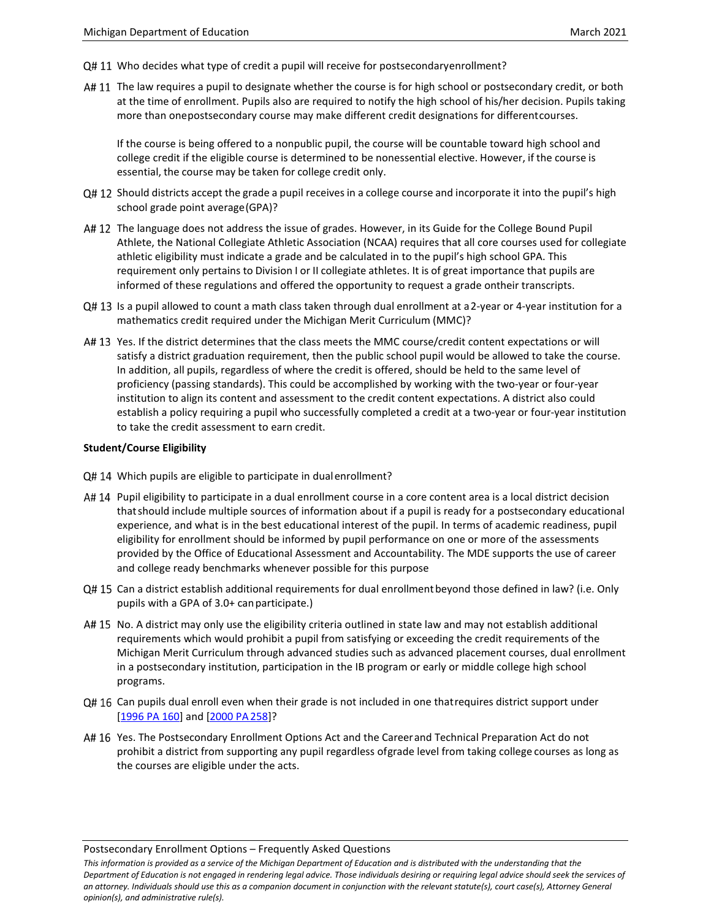Q# 11 Who decides what type of credit a pupil will receive for postsecondary enrollment?

A# 11 The law requires a pupil to designate whether the course is for high school or postsecondary credit, or both at the time of enrollment. Pupils also are required to notify the high school of his/her decision. Pupils taking more than one postsecondary course may make different credit designations for different courses.

If the course is being offered to a nonpublic pupil, the course will be countable toward high school and college credit if the eligible course is determined to be nonessential elective. However, if the course is essential, the course may be taken for college credit only.

Q# 12 Should districts accept the grade a pupil receives in a college course and incorporate it into the pupil's high school grade point average (GPA)?

A# 12 The language does not address the issue of grades. However, in its Guide for the College Bound Pupil Athlete, the National Collegiate Athletic Association (NCAA) requires that all core courses used for collegiate athletic eligibility must indicate a grade and be calculated in to the pupil's high school GPA. This requirement only pertains to Division I or II collegiate athletes. It is of great importance that pupils are informed of these regulations and offered the opportunity to request a grade on their transcripts.

Q# 13 Is a pupil allowed to count a math class taken through dual enrollment at a 2-year or 4-year institution for a mathematics credit required under the Michigan Merit Curriculum (MMC)?

A# 13 Yes. If the district determines that the class meets the MMC course/credit content expectations or will satisfy a district graduation requirement, then the public school pupil would be allowed to take the course. In addition, all pupils, regardless of where the credit is offered, should be held to the same level of proficiency (passing standards). This could be accomplished by working with the two-year or four-year institution to align its content and assessment to the credit content expectations. A district also could establish a policy requiring a pupil who successfully completed a credit at a two-year or four-year institution to take the credit assessment to earn credit.

**Student/Course Eligibility**

Q# 14 Which pupils are eligible to participate in dual enrollment?

A# 14 Pupil eligibility to participate in a dual enrollment course in a core content area is a local district decision that should include multiple sources of information about if a pupil is ready for a postsecondary educational experience, and what is in the best educational interest of the pupil. In terms of academic readiness, pupil eligibility for enrollment should be informed by pupil performance on one or more of the assessments provided by the Office of Educational Assessment and Accountability. The MDE supports the use of career and college ready benchmarks whenever possible for this purpose

Q# 15 Can a district establish additional requirements for dual enrollment beyond those defined in law? (i.e. Only pupils with a GPA of 3.0+ can participate.)

A# 15 No. A district may only use the eligibility criteria outlined in state law and may not establish additional requirements which would prohibit a pupil from satisfying or exceeding the credit requirements of the Michigan Merit Curriculum through advanced studies such as advanced placement courses, dual enrollment in a postsecondary institution, participation in the IB program or early or middle college high school programs.

Q# 16 Can pupils dual enroll even when their grade is not included in one that requires district support under [1996 PA 160] and [2000 PA 258]?

A# 16 Yes. The Postsecondary Enrollment Options Act and the Career and Technical Preparation Act do not prohibit a district from supporting any pupil regardless of grade level from taking college courses as long as the courses are eligible under the acts.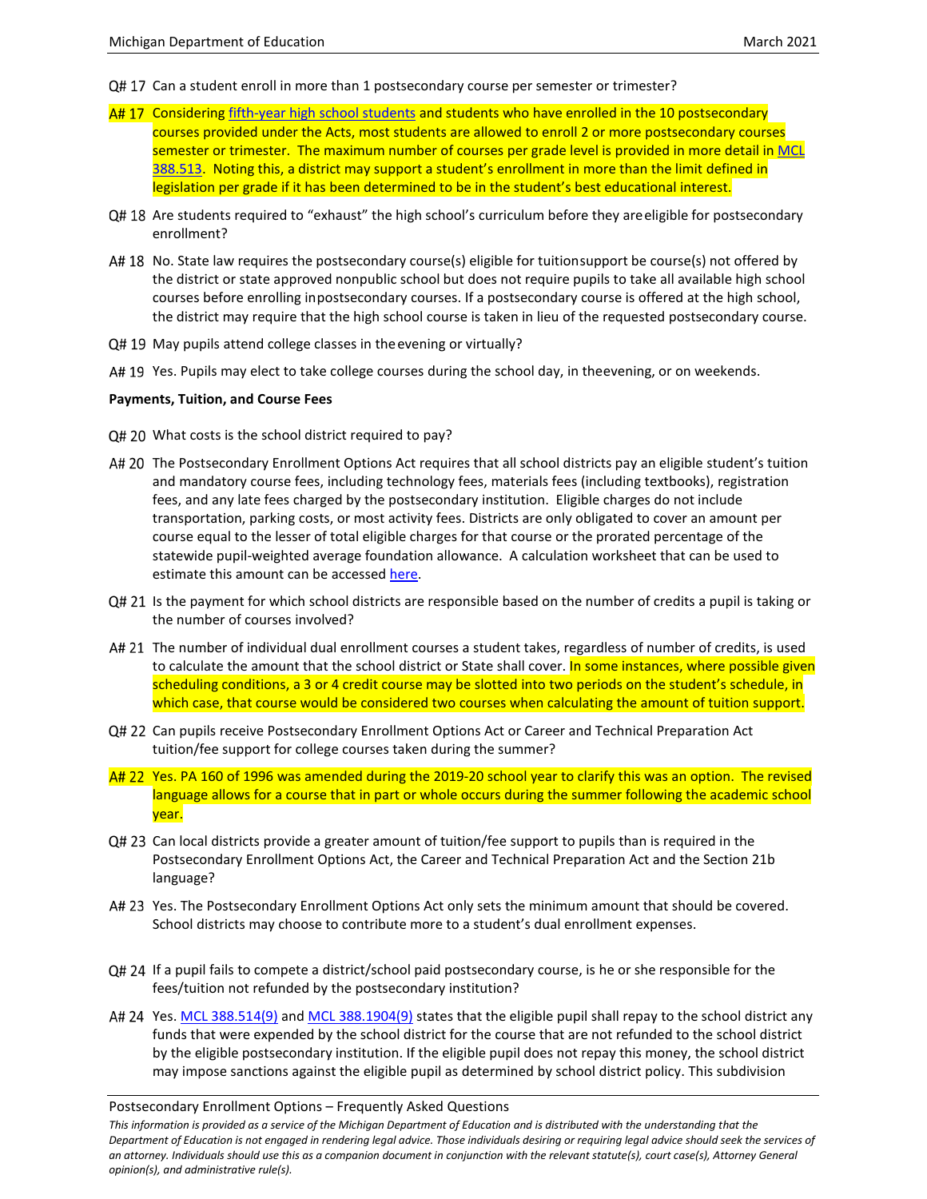Q# 17 Can a student enroll in more than 1 postsecondary course per semester or trimester?

A# 17 Considering fifth-year high school students and students who have enrolled in the 10 postsecondary courses provided under the Acts, most students are allowed to enroll 2 or more postsecondary courses semester or trimester. The maximum number of courses per grade level is provided in more detail in MCL 388.513. Noting this, a district may support a student's enrollment in more than the limit defined in legislation per grade if it has been determined to be in the student's best educational interest.

Q# 18 Are students required to "exhaust" the high school's curriculum before they are eligible for postsecondary enrollment?

A# 18 No. State law requires the postsecondary course(s) eligible for tuition support be course(s) not offered by the district or state approved nonpublic school but does not require pupils to take all available high school courses before enrolling in postsecondary courses. If a postsecondary course is offered at the high school, the district may require that the high school course is taken in lieu of the requested postsecondary course.

Q# 19 May pupils attend college classes in the evening or virtually?

A# 19 Yes. Pupils may elect to take college courses during the school day, in the evening, or on weekends.

**Payments, Tuition, and Course Fees**

Q# 20 What costs is the school district required to pay?

A# 20 The Postsecondary Enrollment Options Act requires that all school districts pay an eligible student's tuition and mandatory course fees, including technology fees, materials fees (including textbooks), registration fees, and any late fees charged by the postsecondary institution. Eligible charges do not include transportation, parking costs, or most activity fees. Districts are only obligated to cover an amount per course equal to the lesser of total eligible charges for that course or the prorated percentage of the statewide pupil-weighted average foundation allowance. A calculation worksheet that can be used to estimate this amount can be accessed here.

Q# 21 Is the payment for which school districts are responsible based on the number of credits a pupil is taking or the number of courses involved?

A# 21 The number of individual dual enrollment courses a student takes, regardless of number of credits, is used to calculate the amount that the school district or State shall cover. In some instances, where possible given scheduling conditions, a 3 or 4 credit course may be slotted into two periods on the student's schedule, in which case, that course would be considered two courses when calculating the amount of tuition support.

Q# 22 Can pupils receive Postsecondary Enrollment Options Act or Career and Technical Preparation Act tuition/fee support for college courses taken during the summer?

A# 22 Yes. PA 160 of 1996 was amended during the 2019-20 school year to clarify this was an option. The revised language allows for a course that in part or whole occurs during the summer following the academic school year.

Q# 23 Can local districts provide a greater amount of tuition/fee support to pupils than is required in the Postsecondary Enrollment Options Act, the Career and Technical Preparation Act and the Section 21b language?

A# 23 Yes. The Postsecondary Enrollment Options Act only sets the minimum amount that should be covered. School districts may choose to contribute more to a student's dual enrollment expenses.

Q# 24 If a pupil fails to compete a district/school paid postsecondary course, is he or she responsible for the fees/tuition not refunded by the postsecondary institution?

A# 24 Yes. MCL 388.514(9) and MCL 388.1904(9) states that the eligible pupil shall repay to the school district any funds that were expended by the school district for the course that are not refunded to the school district by the eligible postsecondary institution. If the eligible pupil does not repay this money, the school district may impose sanctions against the eligible pupil as determined by school district policy. This subdivision

Postsecondary Enrollment Options – Frequently Asked Questions

*This information is provided as a service of the Michigan Department of Education and is distributed with the understanding that the Department of Education is not engaged in rendering legal advice. Those individuals desiring or requiring legal advice should seek the services of an attorney. Individuals should use this as a companion document in conjunction with the relevant statute(s), court case(s), Attorney General opinion(s), and administrative rule(s).*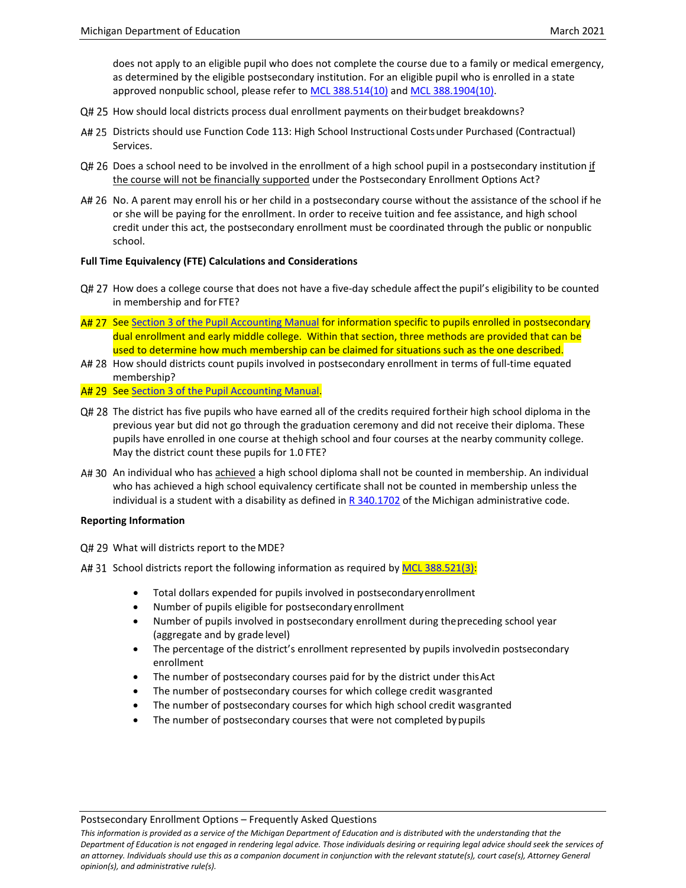does not apply to an eligible pupil who does not complete the course due to a family or medical emergency, as determined by the eligible postsecondary institution. For an eligible pupil who is enrolled in a state approved nonpublic school, please refer to [MCL 388.514(10)] and [MCL 388.1904(10)].

Q# 25 How should local districts process dual enrollment payments on their budget breakdowns?

A# 25 Districts should use Function Code 113: High School Instructional Costs under Purchased (Contractual) Services.

Q# 26 Does a school need to be involved in the enrollment of a high school pupil in a postsecondary institution if the course will not be financially supported under the Postsecondary Enrollment Options Act?

A# 26 No. A parent may enroll his or her child in a postsecondary course without the assistance of the school if he or she will be paying for the enrollment. In order to receive tuition and fee assistance, and high school credit under this act, the postsecondary enrollment must be coordinated through the public or nonpublic school.

**Full Time Equivalency (FTE) Calculations and Considerations**

Q# 27 How does a college course that does not have a five-day schedule affect the pupil's eligibility to be counted in membership and for FTE?

A# 27 See Section 3 of the Pupil Accounting Manual for information specific to pupils enrolled in postsecondary dual enrollment and early middle college. Within that section, three methods are provided that can be used to determine how much membership can be claimed for situations such as the one described.

A# 28 How should districts count pupils involved in postsecondary enrollment in terms of full-time equated membership?

A# 29 See Section 3 of the Pupil Accounting Manual.

Q# 28 The district has five pupils who have earned all of the credits required for their high school diploma in the previous year but did not go through the graduation ceremony and did not receive their diploma. These pupils have enrolled in one course at the high school and four courses at the nearby community college. May the district count these pupils for 1.0 FTE?

A# 30 An individual who has achieved a high school diploma shall not be counted in membership. An individual who has achieved a high school equivalency certificate shall not be counted in membership unless the individual is a student with a disability as defined in R 340.1702 of the Michigan administrative code.

**Reporting Information**

Q# 29 What will districts report to the MDE?

A# 31 School districts report the following information as required by MCL 388.521(3):

- Total dollars expended for pupils involved in postsecondary enrollment
- Number of pupils eligible for postsecondary enrollment
- Number of pupils involved in postsecondary enrollment during the preceding school year (aggregate and by grade level)
- The percentage of the district's enrollment represented by pupils involved in postsecondary enrollment
- The number of postsecondary courses paid for by the district under this Act
- The number of postsecondary courses for which college credit was granted
- The number of postsecondary courses for which high school credit was granted
- The number of postsecondary courses that were not completed by pupils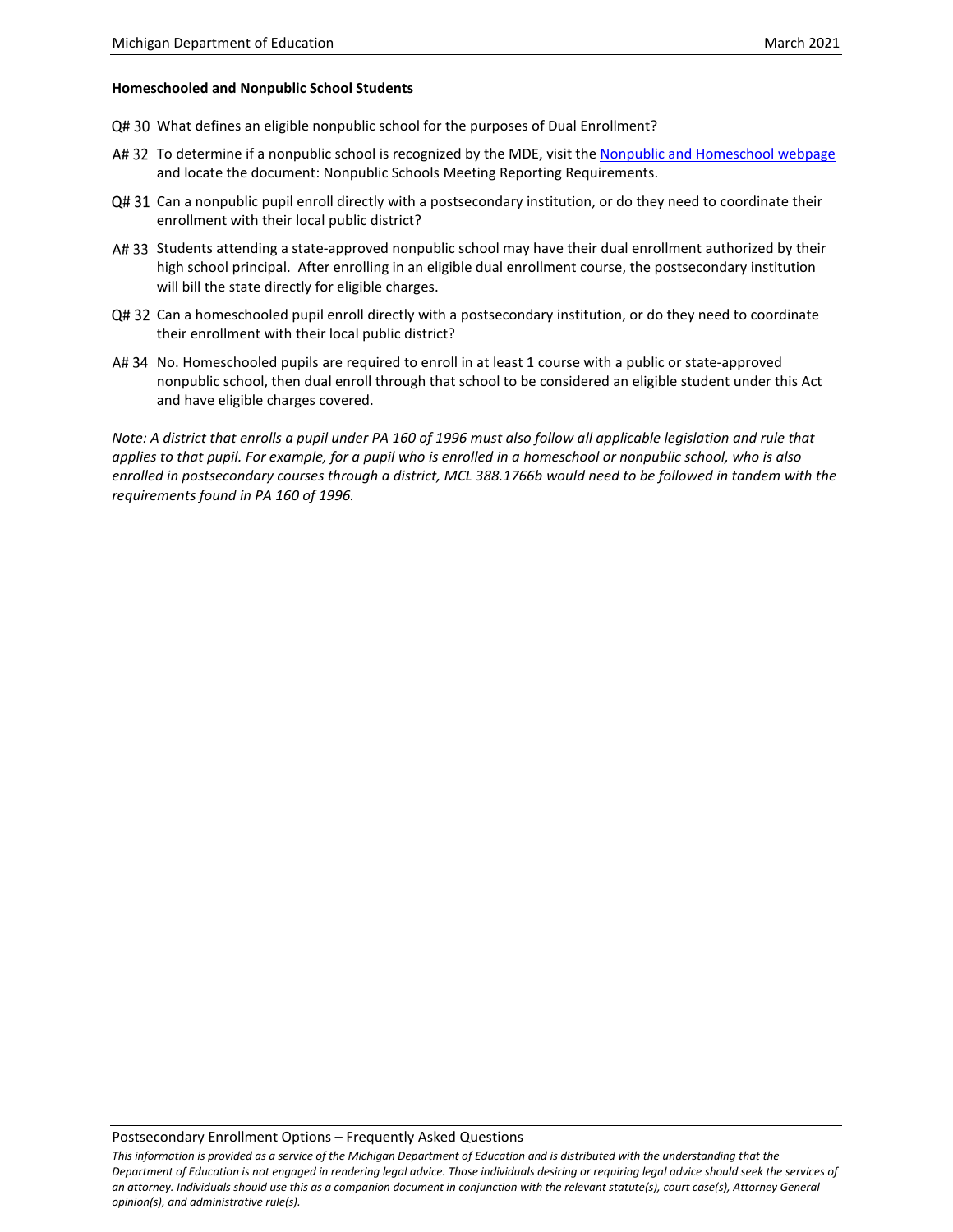**Homeschooled and Nonpublic School Students**

Q# 30 What defines an eligible nonpublic school for the purposes of Dual Enrollment?

A# 32 To determine if a nonpublic school is recognized by the MDE, visit the [Nonpublic and Homeschool webpage] and locate the document: Nonpublic Schools Meeting Reporting Requirements.

Q# 31 Can a nonpublic pupil enroll directly with a postsecondary institution, or do they need to coordinate their enrollment with their local public district?

A# 33 Students attending a state-approved nonpublic school may have their dual enrollment authorized by their high school principal. After enrolling in an eligible dual enrollment course, the postsecondary institution will bill the state directly for eligible charges.

Q# 32 Can a homeschooled pupil enroll directly with a postsecondary institution, or do they need to coordinate their enrollment with their local public district?

A# 34 No. Homeschooled pupils are required to enroll in at least 1 course with a public or state-approved nonpublic school, then dual enroll through that school to be considered an eligible student under this Act and have eligible charges covered.

*Note: A district that enrolls a pupil under PA 160 of 1996 must also follow all applicable legislation and rule that applies to that pupil. For example, for a pupil who is enrolled in a homeschool or nonpublic school, who is also enrolled in postsecondary courses through a district, MCL 388.1766b would need to be followed in tandem with the requirements found in PA 160 of 1996.*